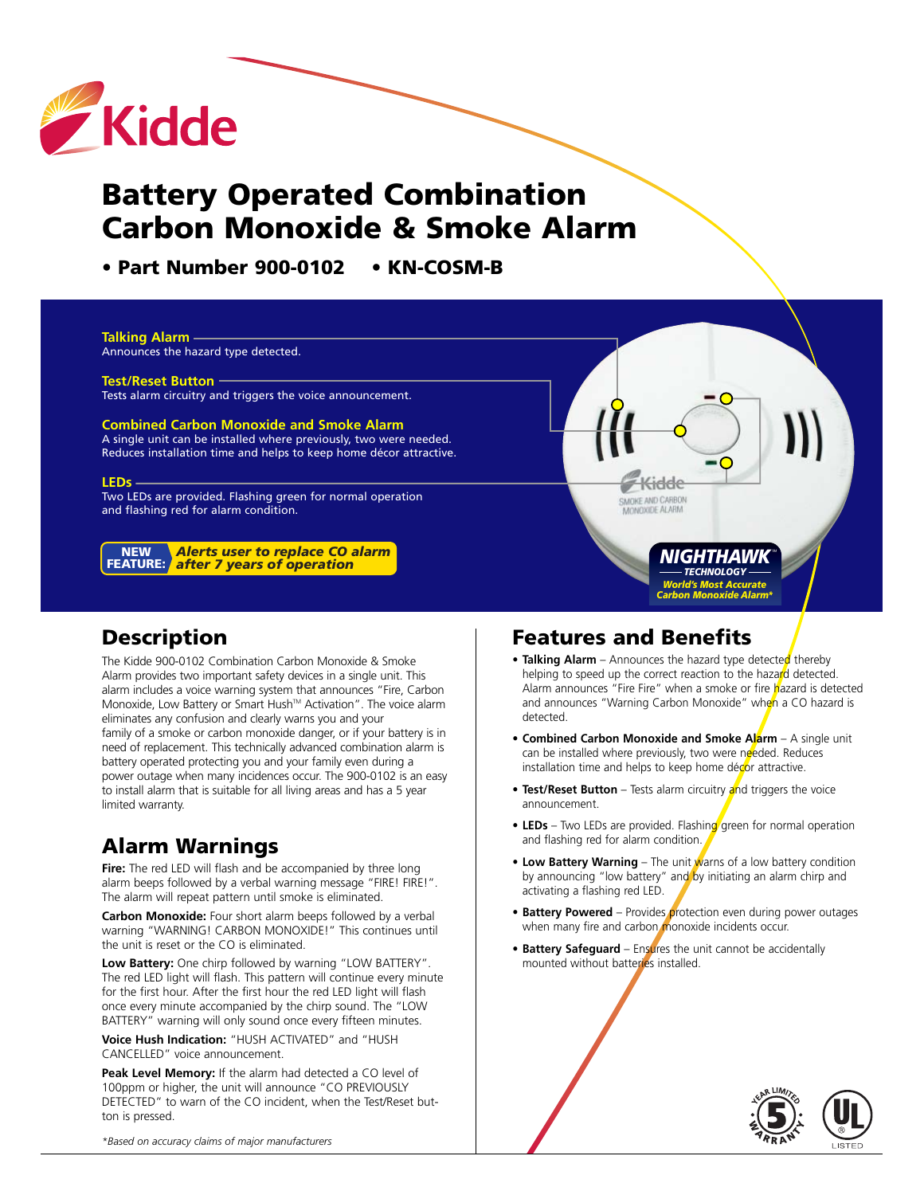# Battery Operated Combination Carbon Monoxide & Smoke Alarm

**• Part Number 900-0102 • KN-COSM-B**

**Talking Alarm**
Announces the hazard type detected.

**Test/Reset Button**
Tests alarm circuitry and triggers the voice announcement.

**Combined Carbon Monoxide and Smoke Alarm**
A single unit can be installed where previously, two were needed. Reduces installation time and helps to keep home décor attractive.

**LEDs**
Two LEDs are provided. Flashing green for normal operation and flashing red for alarm condition.

**NEW FEATURE:** ***Alerts user to replace CO alarm after 7 years of operation***

**NIGHTHAWK™ TECHNOLOGY** *World's Most Accurate Carbon Monoxide Alarm**

## Description

The Kidde 900-0102 Combination Carbon Monoxide & Smoke Alarm provides two important safety devices in a single unit. This alarm includes a voice warning system that announces "Fire, Carbon Monoxide, Low Battery or Smart Hush™ Activation". The voice alarm eliminates any confusion and clearly warns you and your family of a smoke or carbon monoxide danger, or if your battery is in need of replacement. This technically advanced combination alarm is battery operated protecting you and your family even during a power outage when many incidences occur. The 900-0102 is an easy to install alarm that is suitable for all living areas and has a 5 year limited warranty.

## Alarm Warnings

**Fire:** The red LED will flash and be accompanied by three long alarm beeps followed by a verbal warning message "FIRE! FIRE!". The alarm will repeat pattern until smoke is eliminated.

**Carbon Monoxide:** Four short alarm beeps followed by a verbal warning "WARNING! CARBON MONOXIDE!" This continues until the unit is reset or the CO is eliminated.

**Low Battery:** One chirp followed by warning "LOW BATTERY". The red LED light will flash. This pattern will continue every minute for the first hour. After the first hour the red LED light will flash once every minute accompanied by the chirp sound. The "LOW BATTERY" warning will only sound once every fifteen minutes.

**Voice Hush Indication:** "HUSH ACTIVATED" and "HUSH CANCELLED" voice announcement.

**Peak Level Memory:** If the alarm had detected a CO level of 100ppm or higher, the unit will announce "CO PREVIOUSLY DETECTED" to warn of the CO incident, when the Test/Reset button is pressed.

*Based on accuracy claims of major manufacturers

## Features and Benefits

- **Talking Alarm** – Announces the hazard type detected thereby helping to speed up the correct reaction to the hazard detected. Alarm announces "Fire Fire" when a smoke or fire hazard is detected and announces "Warning Carbon Monoxide" when a CO hazard is detected.
- **Combined Carbon Monoxide and Smoke Alarm** – A single unit can be installed where previously, two were needed. Reduces installation time and helps to keep home décor attractive.
- **Test/Reset Button** – Tests alarm circuitry and triggers the voice announcement.
- **LEDs** – Two LEDs are provided. Flashing green for normal operation and flashing red for alarm condition.
- **Low Battery Warning** – The unit warns of a low battery condition by announcing "low battery" and by initiating an alarm chirp and activating a flashing red LED.
- **Battery Powered** – Provides protection even during power outages when many fire and carbon monoxide incidents occur.
- **Battery Safeguard** – Ensures the unit cannot be accidentally mounted without batteries installed.

5 Year Limited Warranty

UL Listed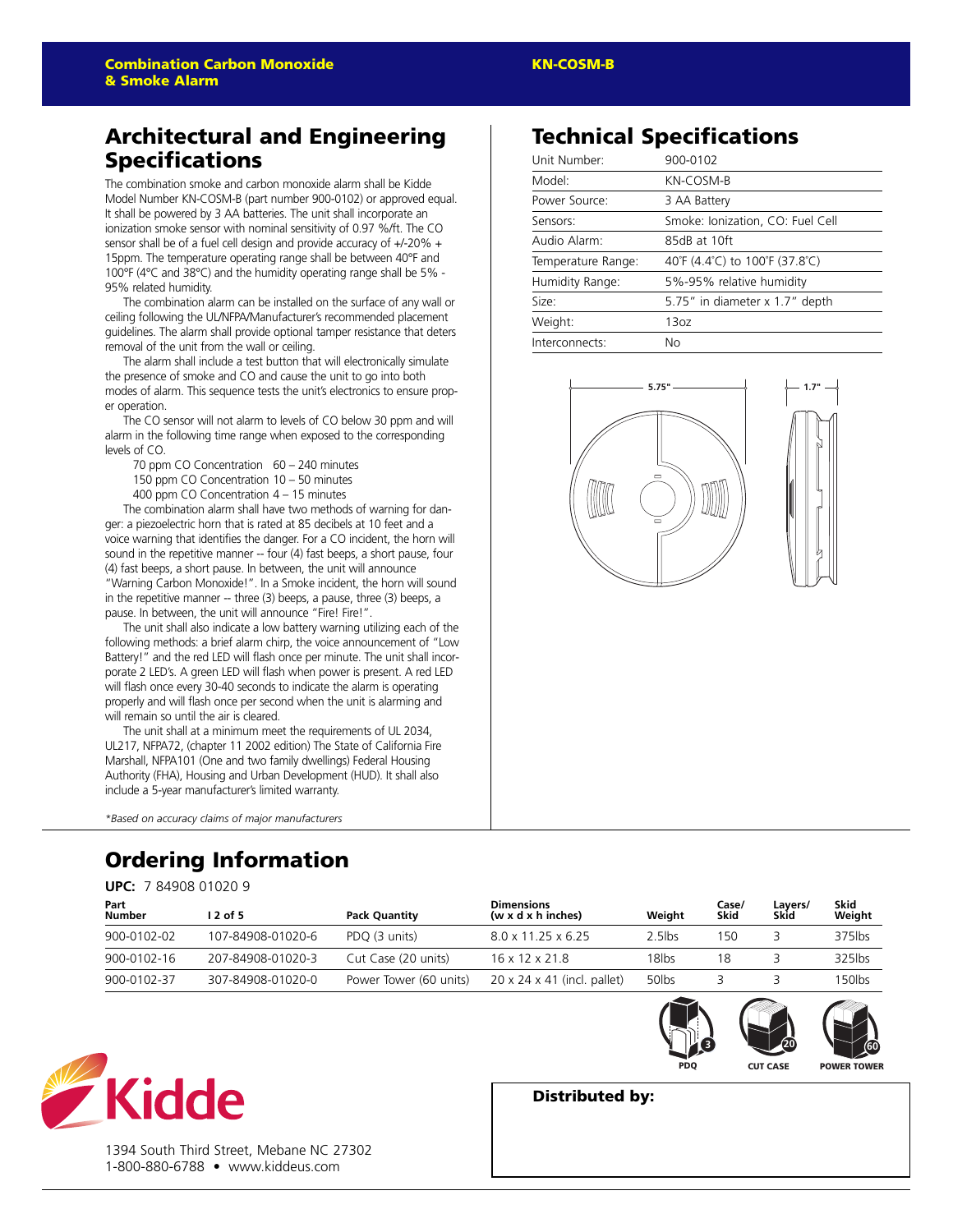**Combination Carbon Monoxide & Smoke Alarm** KN-COSM-B

## Architectural and Engineering Specifications

The combination smoke and carbon monoxide alarm shall be Kidde Model Number KN-COSM-B (part number 900-0102) or approved equal. It shall be powered by 3 AA batteries. The unit shall incorporate an ionization smoke sensor with nominal sensitivity of 0.97 %/ft. The CO sensor shall be of a fuel cell design and provide accuracy of +/-20% + 15ppm. The temperature operating range shall be between 40°F and 100°F (4°C and 38°C) and the humidity operating range shall be 5% - 95% related humidity.

The combination alarm can be installed on the surface of any wall or ceiling following the UL/NFPA/Manufacturer's recommended placement guidelines. The alarm shall provide optional tamper resistance that deters removal of the unit from the wall or ceiling.

The alarm shall include a test button that will electronically simulate the presence of smoke and CO and cause the unit to go into both modes of alarm. This sequence tests the unit's electronics to ensure proper operation.

The CO sensor will not alarm to levels of CO below 30 ppm and will alarm in the following time range when exposed to the corresponding levels of CO.

70 ppm CO Concentration 60 – 240 minutes
150 ppm CO Concentration 10 – 50 minutes
400 ppm CO Concentration 4 – 15 minutes

The combination alarm shall have two methods of warning for danger: a piezoelectric horn that is rated at 85 decibels at 10 feet and a voice warning that identifies the danger. For a CO incident, the horn will sound in the repetitive manner -- four (4) fast beeps, a short pause, four (4) fast beeps, a short pause. In between, the unit will announce "Warning Carbon Monoxide!". In a Smoke incident, the horn will sound in the repetitive manner -- three (3) beeps, a pause, three (3) beeps, a pause. In between, the unit will announce "Fire! Fire!".

The unit shall also indicate a low battery warning utilizing each of the following methods: a brief alarm chirp, the voice announcement of "Low Battery!" and the red LED will flash once per minute. The unit shall incorporate 2 LED's. A green LED will flash when power is present. A red LED will flash once every 30-40 seconds to indicate the alarm is operating properly and will flash once per second when the unit is alarming and will remain so until the air is cleared.

The unit shall at a minimum meet the requirements of UL 2034, UL217, NFPA72, (chapter 11 2002 edition) The State of California Fire Marshall, NFPA101 (One and two family dwellings) Federal Housing Authority (FHA), Housing and Urban Development (HUD). It shall also include a 5-year manufacturer's limited warranty.

*Based on accuracy claims of major manufacturers*

## Technical Specifications

| | |
|---|---|
| Unit Number: | 900-0102 |
| Model: | KN-COSM-B |
| Power Source: | 3 AA Battery |
| Sensors: | Smoke: Ionization, CO: Fuel Cell |
| Audio Alarm: | 85dB at 10ft |
| Temperature Range: | 40˚F (4.4˚C) to 100˚F (37.8˚C) |
| Humidity Range: | 5%-95% relative humidity |
| Size: | 5.75" in diameter x 1.7" depth |
| Weight: | 13oz |
| Interconnects: | No |

5.75"
1.7"

## Ordering Information

**UPC:** 7 84908 01020 9

| Part Number | I 2 of 5 | Pack Quantity | Dimensions (w x d x h inches) | Weight | Case/ Skid | Layers/ Skid | Skid Weight |
|---|---|---|---|---|---|---|---|
| 900-0102-02 | 107-84908-01020-6 | PDQ (3 units) | 8.0 x 11.25 x 6.25 | 2.5lbs | 150 | 3 | 375lbs |
| 900-0102-16 | 207-84908-01020-3 | Cut Case (20 units) | 16 x 12 x 21.8 | 18lbs | 18 | 3 | 325lbs |
| 900-0102-37 | 307-84908-01020-0 | Power Tower (60 units) | 20 x 24 x 41 (incl. pallet) | 50lbs | 3 | 3 | 150lbs |

PDQ CUT CASE POWER TOWER

Kidde

1394 South Third Street, Mebane NC 27302
1-800-880-6788 • www.kiddeus.com

**Distributed by:**